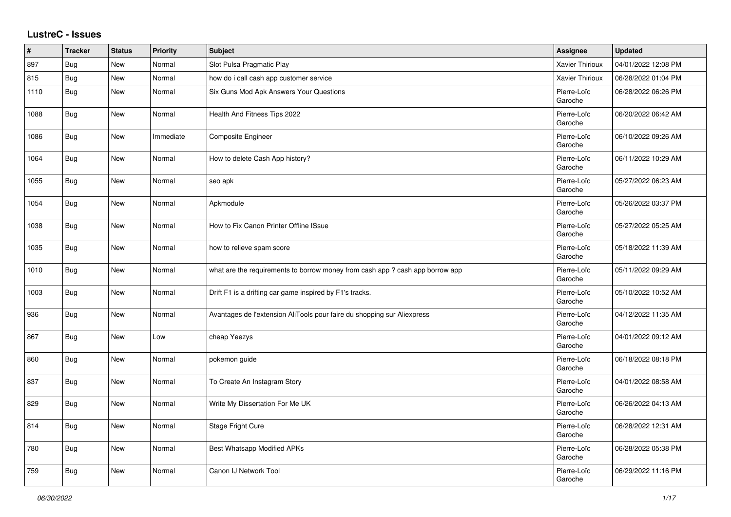## LustreC - Issues

| # | Tracker | Status | Priority | Subject | Assignee | Updated |
|---|---|---|---|---|---|---|
| 897 | Bug | New | Normal | Slot Pulsa Pragmatic Play | Xavier Thirioux | 04/01/2022 12:08 PM |
| 815 | Bug | New | Normal | how do i call cash app customer service | Xavier Thirioux | 06/28/2022 01:04 PM |
| 1110 | Bug | New | Normal | Six Guns Mod Apk Answers Your Questions | Pierre-Loïc Garoche | 06/28/2022 06:26 PM |
| 1088 | Bug | New | Normal | Health And Fitness Tips 2022 | Pierre-Loïc Garoche | 06/20/2022 06:42 AM |
| 1086 | Bug | New | Immediate | Composite Engineer | Pierre-Loïc Garoche | 06/10/2022 09:26 AM |
| 1064 | Bug | New | Normal | How to delete Cash App history? | Pierre-Loïc Garoche | 06/11/2022 10:29 AM |
| 1055 | Bug | New | Normal | seo apk | Pierre-Loïc Garoche | 05/27/2022 06:23 AM |
| 1054 | Bug | New | Normal | Apkmodule | Pierre-Loïc Garoche | 05/26/2022 03:37 PM |
| 1038 | Bug | New | Normal | How to Fix Canon Printer Offline ISsue | Pierre-Loïc Garoche | 05/27/2022 05:25 AM |
| 1035 | Bug | New | Normal | how to relieve spam score | Pierre-Loïc Garoche | 05/18/2022 11:39 AM |
| 1010 | Bug | New | Normal | what are the requirements to borrow money from cash app ? cash app borrow app | Pierre-Loïc Garoche | 05/11/2022 09:29 AM |
| 1003 | Bug | New | Normal | Drift F1 is a drifting car game inspired by F1's tracks. | Pierre-Loïc Garoche | 05/10/2022 10:52 AM |
| 936 | Bug | New | Normal | Avantages de l'extension AliTools pour faire du shopping sur Aliexpress | Pierre-Loïc Garoche | 04/12/2022 11:35 AM |
| 867 | Bug | New | Low | cheap Yeezys | Pierre-Loïc Garoche | 04/01/2022 09:12 AM |
| 860 | Bug | New | Normal | pokemon guide | Pierre-Loïc Garoche | 06/18/2022 08:18 PM |
| 837 | Bug | New | Normal | To Create An Instagram Story | Pierre-Loïc Garoche | 04/01/2022 08:58 AM |
| 829 | Bug | New | Normal | Write My Dissertation For Me UK | Pierre-Loïc Garoche | 06/26/2022 04:13 AM |
| 814 | Bug | New | Normal | Stage Fright Cure | Pierre-Loïc Garoche | 06/28/2022 12:31 AM |
| 780 | Bug | New | Normal | Best Whatsapp Modified APKs | Pierre-Loïc Garoche | 06/28/2022 05:38 PM |
| 759 | Bug | New | Normal | Canon IJ Network Tool | Pierre-Loïc Garoche | 06/29/2022 11:16 PM |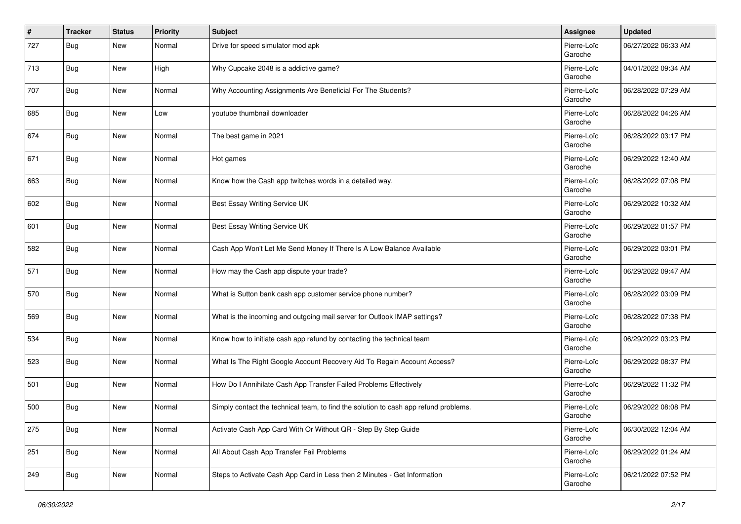| # | Tracker | Status | Priority | Subject | Assignee | Updated |
|---|---|---|---|---|---|---|
| 727 | Bug | New | Normal | Drive for speed simulator mod apk | Pierre-Loïc Garoche | 06/27/2022 06:33 AM |
| 713 | Bug | New | High | Why Cupcake 2048 is a addictive game? | Pierre-Loïc Garoche | 04/01/2022 09:34 AM |
| 707 | Bug | New | Normal | Why Accounting Assignments Are Beneficial For The Students? | Pierre-Loïc Garoche | 06/28/2022 07:29 AM |
| 685 | Bug | New | Low | youtube thumbnail downloader | Pierre-Loïc Garoche | 06/28/2022 04:26 AM |
| 674 | Bug | New | Normal | The best game in 2021 | Pierre-Loïc Garoche | 06/28/2022 03:17 PM |
| 671 | Bug | New | Normal | Hot games | Pierre-Loïc Garoche | 06/29/2022 12:40 AM |
| 663 | Bug | New | Normal | Know how the Cash app twitches words in a detailed way. | Pierre-Loïc Garoche | 06/28/2022 07:08 PM |
| 602 | Bug | New | Normal | Best Essay Writing Service UK | Pierre-Loïc Garoche | 06/29/2022 10:32 AM |
| 601 | Bug | New | Normal | Best Essay Writing Service UK | Pierre-Loïc Garoche | 06/29/2022 01:57 PM |
| 582 | Bug | New | Normal | Cash App Won't Let Me Send Money If There Is A Low Balance Available | Pierre-Loïc Garoche | 06/29/2022 03:01 PM |
| 571 | Bug | New | Normal | How may the Cash app dispute your trade? | Pierre-Loïc Garoche | 06/29/2022 09:47 AM |
| 570 | Bug | New | Normal | What is Sutton bank cash app customer service phone number? | Pierre-Loïc Garoche | 06/28/2022 03:09 PM |
| 569 | Bug | New | Normal | What is the incoming and outgoing mail server for Outlook IMAP settings? | Pierre-Loïc Garoche | 06/28/2022 07:38 PM |
| 534 | Bug | New | Normal | Know how to initiate cash app refund by contacting the technical team | Pierre-Loïc Garoche | 06/29/2022 03:23 PM |
| 523 | Bug | New | Normal | What Is The Right Google Account Recovery Aid To Regain Account Access? | Pierre-Loïc Garoche | 06/29/2022 08:37 PM |
| 501 | Bug | New | Normal | How Do I Annihilate Cash App Transfer Failed Problems Effectively | Pierre-Loïc Garoche | 06/29/2022 11:32 PM |
| 500 | Bug | New | Normal | Simply contact the technical team, to find the solution to cash app refund problems. | Pierre-Loïc Garoche | 06/29/2022 08:08 PM |
| 275 | Bug | New | Normal | Activate Cash App Card With Or Without QR - Step By Step Guide | Pierre-Loïc Garoche | 06/30/2022 12:04 AM |
| 251 | Bug | New | Normal | All About Cash App Transfer Fail Problems | Pierre-Loïc Garoche | 06/29/2022 01:24 AM |
| 249 | Bug | New | Normal | Steps to Activate Cash App Card in Less then 2 Minutes - Get Information | Pierre-Loïc Garoche | 06/21/2022 07:52 PM |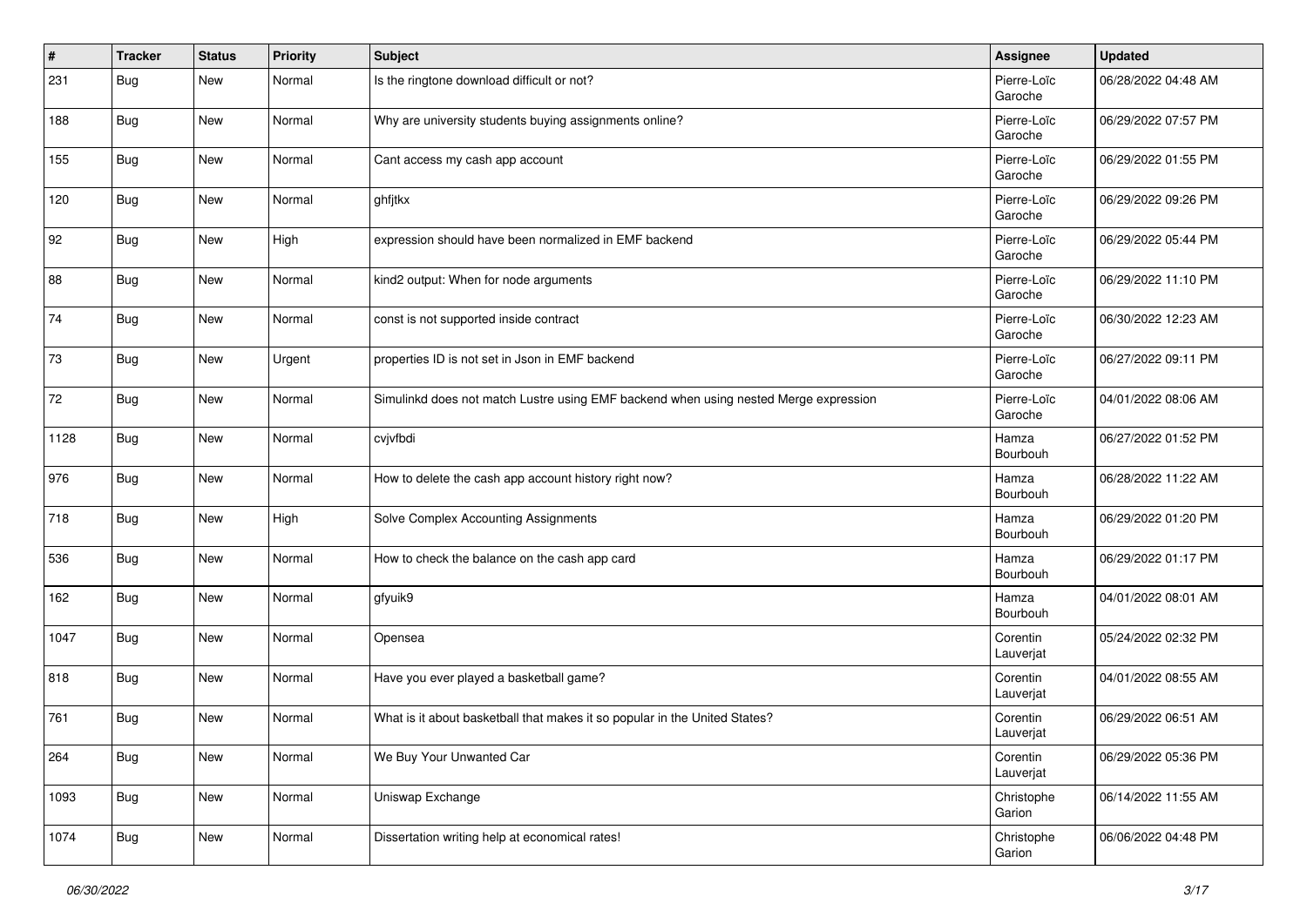| # | Tracker | Status | Priority | Subject | Assignee | Updated |
|---|---|---|---|---|---|---|
| 231 | Bug | New | Normal | Is the ringtone download difficult or not? | Pierre-Loïc Garoche | 06/28/2022 04:48 AM |
| 188 | Bug | New | Normal | Why are university students buying assignments online? | Pierre-Loïc Garoche | 06/29/2022 07:57 PM |
| 155 | Bug | New | Normal | Cant access my cash app account | Pierre-Loïc Garoche | 06/29/2022 01:55 PM |
| 120 | Bug | New | Normal | ghfjtkx | Pierre-Loïc Garoche | 06/29/2022 09:26 PM |
| 92 | Bug | New | High | expression should have been normalized in EMF backend | Pierre-Loïc Garoche | 06/29/2022 05:44 PM |
| 88 | Bug | New | Normal | kind2 output: When for node arguments | Pierre-Loïc Garoche | 06/29/2022 11:10 PM |
| 74 | Bug | New | Normal | const is not supported inside contract | Pierre-Loïc Garoche | 06/30/2022 12:23 AM |
| 73 | Bug | New | Urgent | properties ID is not set in Json in EMF backend | Pierre-Loïc Garoche | 06/27/2022 09:11 PM |
| 72 | Bug | New | Normal | Simulinkd does not match Lustre using EMF backend when using nested Merge expression | Pierre-Loïc Garoche | 04/01/2022 08:06 AM |
| 1128 | Bug | New | Normal | cvjvfbdi | Hamza Bourbouh | 06/27/2022 01:52 PM |
| 976 | Bug | New | Normal | How to delete the cash app account history right now? | Hamza Bourbouh | 06/28/2022 11:22 AM |
| 718 | Bug | New | High | Solve Complex Accounting Assignments | Hamza Bourbouh | 06/29/2022 01:20 PM |
| 536 | Bug | New | Normal | How to check the balance on the cash app card | Hamza Bourbouh | 06/29/2022 01:17 PM |
| 162 | Bug | New | Normal | gfyuik9 | Hamza Bourbouh | 04/01/2022 08:01 AM |
| 1047 | Bug | New | Normal | Opensea | Corentin Lauverjat | 05/24/2022 02:32 PM |
| 818 | Bug | New | Normal | Have you ever played a basketball game? | Corentin Lauverjat | 04/01/2022 08:55 AM |
| 761 | Bug | New | Normal | What is it about basketball that makes it so popular in the United States? | Corentin Lauverjat | 06/29/2022 06:51 AM |
| 264 | Bug | New | Normal | We Buy Your Unwanted Car | Corentin Lauverjat | 06/29/2022 05:36 PM |
| 1093 | Bug | New | Normal | Uniswap Exchange | Christophe Garion | 06/14/2022 11:55 AM |
| 1074 | Bug | New | Normal | Dissertation writing help at economical rates! | Christophe Garion | 06/06/2022 04:48 PM |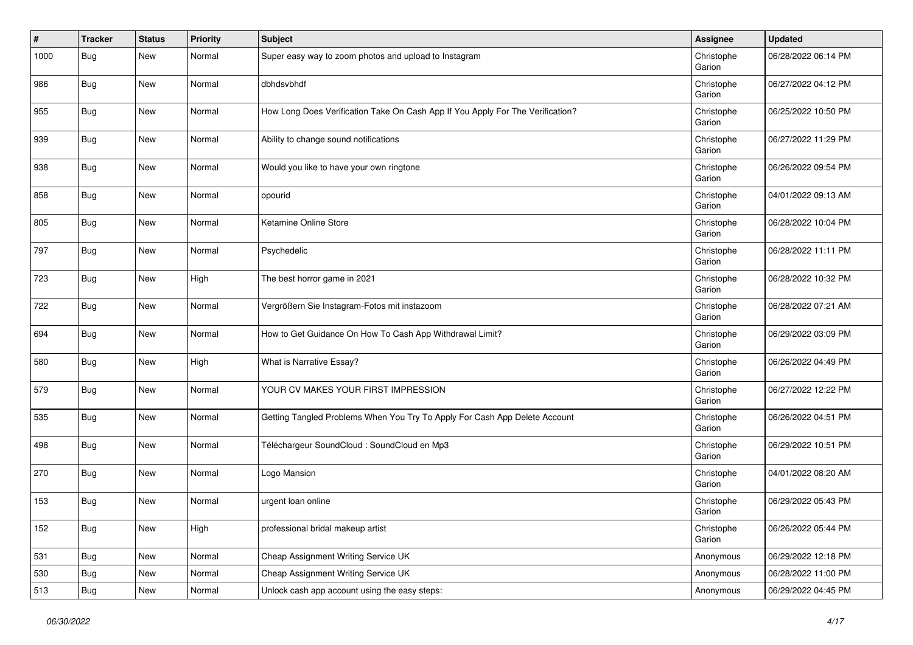| # | Tracker | Status | Priority | Subject | Assignee | Updated |
|---|---|---|---|---|---|---|
| 1000 | Bug | New | Normal | Super easy way to zoom photos and upload to Instagram | Christophe Garion | 06/28/2022 06:14 PM |
| 986 | Bug | New | Normal | dbhdsvbhdf | Christophe Garion | 06/27/2022 04:12 PM |
| 955 | Bug | New | Normal | How Long Does Verification Take On Cash App If You Apply For The Verification? | Christophe Garion | 06/25/2022 10:50 PM |
| 939 | Bug | New | Normal | Ability to change sound notifications | Christophe Garion | 06/27/2022 11:29 PM |
| 938 | Bug | New | Normal | Would you like to have your own ringtone | Christophe Garion | 06/26/2022 09:54 PM |
| 858 | Bug | New | Normal | opourid | Christophe Garion | 04/01/2022 09:13 AM |
| 805 | Bug | New | Normal | Ketamine Online Store | Christophe Garion | 06/28/2022 10:04 PM |
| 797 | Bug | New | Normal | Psychedelic | Christophe Garion | 06/28/2022 11:11 PM |
| 723 | Bug | New | High | The best horror game in 2021 | Christophe Garion | 06/28/2022 10:32 PM |
| 722 | Bug | New | Normal | Vergrößern Sie Instagram-Fotos mit instazoom | Christophe Garion | 06/28/2022 07:21 AM |
| 694 | Bug | New | Normal | How to Get Guidance On How To Cash App Withdrawal Limit? | Christophe Garion | 06/29/2022 03:09 PM |
| 580 | Bug | New | High | What is Narrative Essay? | Christophe Garion | 06/26/2022 04:49 PM |
| 579 | Bug | New | Normal | YOUR CV MAKES YOUR FIRST IMPRESSION | Christophe Garion | 06/27/2022 12:22 PM |
| 535 | Bug | New | Normal | Getting Tangled Problems When You Try To Apply For Cash App Delete Account | Christophe Garion | 06/26/2022 04:51 PM |
| 498 | Bug | New | Normal | Téléchargeur SoundCloud : SoundCloud en Mp3 | Christophe Garion | 06/29/2022 10:51 PM |
| 270 | Bug | New | Normal | Logo Mansion | Christophe Garion | 04/01/2022 08:20 AM |
| 153 | Bug | New | Normal | urgent loan online | Christophe Garion | 06/29/2022 05:43 PM |
| 152 | Bug | New | High | professional bridal makeup artist | Christophe Garion | 06/26/2022 05:44 PM |
| 531 | Bug | New | Normal | Cheap Assignment Writing Service UK | Anonymous | 06/29/2022 12:18 PM |
| 530 | Bug | New | Normal | Cheap Assignment Writing Service UK | Anonymous | 06/28/2022 11:00 PM |
| 513 | Bug | New | Normal | Unlock cash app account using the easy steps: | Anonymous | 06/29/2022 04:45 PM |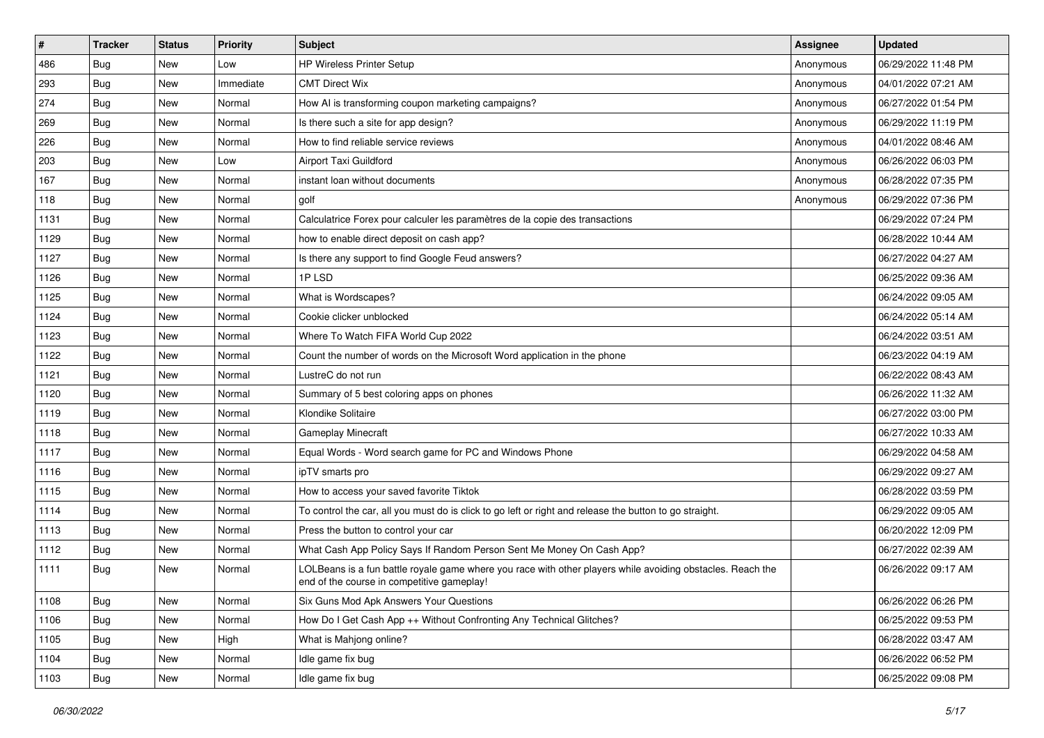| # | Tracker | Status | Priority | Subject | Assignee | Updated |
| --- | --- | --- | --- | --- | --- | --- |
| 486 | Bug | New | Low | HP Wireless Printer Setup | Anonymous | 06/29/2022 11:48 PM |
| 293 | Bug | New | Immediate | CMT Direct Wix | Anonymous | 04/01/2022 07:21 AM |
| 274 | Bug | New | Normal | How AI is transforming coupon marketing campaigns? | Anonymous | 06/27/2022 01:54 PM |
| 269 | Bug | New | Normal | Is there such a site for app design? | Anonymous | 06/29/2022 11:19 PM |
| 226 | Bug | New | Normal | How to find reliable service reviews | Anonymous | 04/01/2022 08:46 AM |
| 203 | Bug | New | Low | Airport Taxi Guildford | Anonymous | 06/26/2022 06:03 PM |
| 167 | Bug | New | Normal | instant loan without documents | Anonymous | 06/28/2022 07:35 PM |
| 118 | Bug | New | Normal | golf | Anonymous | 06/29/2022 07:36 PM |
| 1131 | Bug | New | Normal | Calculatrice Forex pour calculer les paramètres de la copie des transactions | | 06/29/2022 07:24 PM |
| 1129 | Bug | New | Normal | how to enable direct deposit on cash app? | | 06/28/2022 10:44 AM |
| 1127 | Bug | New | Normal | Is there any support to find Google Feud answers? | | 06/27/2022 04:27 AM |
| 1126 | Bug | New | Normal | 1P LSD | | 06/25/2022 09:36 AM |
| 1125 | Bug | New | Normal | What is Wordscapes? | | 06/24/2022 09:05 AM |
| 1124 | Bug | New | Normal | Cookie clicker unblocked | | 06/24/2022 05:14 AM |
| 1123 | Bug | New | Normal | Where To Watch FIFA World Cup 2022 | | 06/24/2022 03:51 AM |
| 1122 | Bug | New | Normal | Count the number of words on the Microsoft Word application in the phone | | 06/23/2022 04:19 AM |
| 1121 | Bug | New | Normal | LustreC do not run | | 06/22/2022 08:43 AM |
| 1120 | Bug | New | Normal | Summary of 5 best coloring apps on phones | | 06/26/2022 11:32 AM |
| 1119 | Bug | New | Normal | Klondike Solitaire | | 06/27/2022 03:00 PM |
| 1118 | Bug | New | Normal | Gameplay Minecraft | | 06/27/2022 10:33 AM |
| 1117 | Bug | New | Normal | Equal Words - Word search game for PC and Windows Phone | | 06/29/2022 04:58 AM |
| 1116 | Bug | New | Normal | ipTV smarts pro | | 06/29/2022 09:27 AM |
| 1115 | Bug | New | Normal | How to access your saved favorite Tiktok | | 06/28/2022 03:59 PM |
| 1114 | Bug | New | Normal | To control the car, all you must do is click to go left or right and release the button to go straight. | | 06/29/2022 09:05 AM |
| 1113 | Bug | New | Normal | Press the button to control your car | | 06/20/2022 12:09 PM |
| 1112 | Bug | New | Normal | What Cash App Policy Says If Random Person Sent Me Money On Cash App? | | 06/27/2022 02:39 AM |
| 1111 | Bug | New | Normal | LOLBeans is a fun battle royale game where you race with other players while avoiding obstacles. Reach the end of the course in competitive gameplay! | | 06/26/2022 09:17 AM |
| 1108 | Bug | New | Normal | Six Guns Mod Apk Answers Your Questions | | 06/26/2022 06:26 PM |
| 1106 | Bug | New | Normal | How Do I Get Cash App ++ Without Confronting Any Technical Glitches? | | 06/25/2022 09:53 PM |
| 1105 | Bug | New | High | What is Mahjong online? | | 06/28/2022 03:47 AM |
| 1104 | Bug | New | Normal | Idle game fix bug | | 06/26/2022 06:52 PM |
| 1103 | Bug | New | Normal | Idle game fix bug | | 06/25/2022 09:08 PM |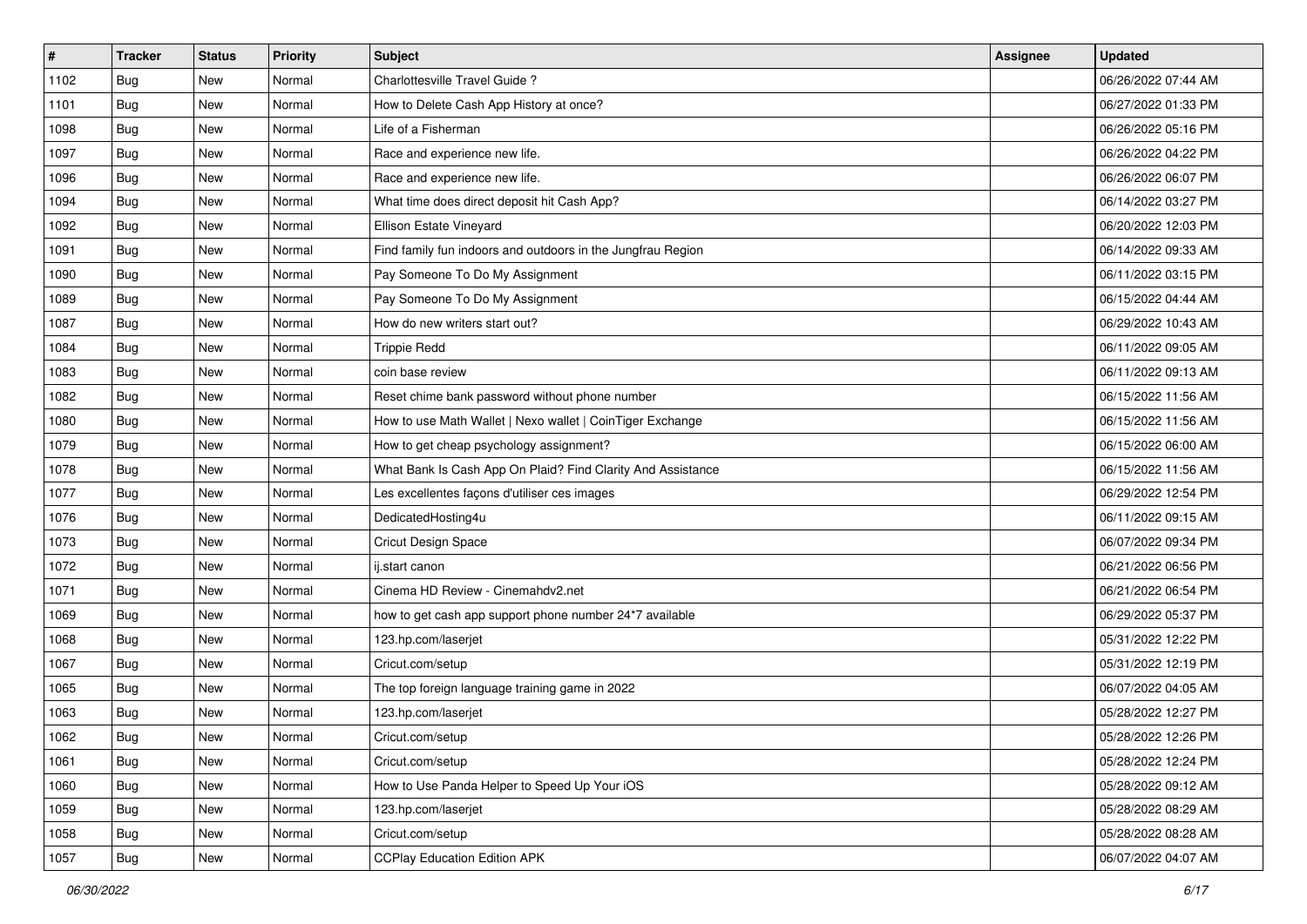| # | Tracker | Status | Priority | Subject | Assignee | Updated |
| --- | --- | --- | --- | --- | --- | --- |
| 1102 | Bug | New | Normal | Charlottesville Travel Guide ? | | 06/26/2022 07:44 AM |
| 1101 | Bug | New | Normal | How to Delete Cash App History at once? | | 06/27/2022 01:33 PM |
| 1098 | Bug | New | Normal | Life of a Fisherman | | 06/26/2022 05:16 PM |
| 1097 | Bug | New | Normal | Race and experience new life. | | 06/26/2022 04:22 PM |
| 1096 | Bug | New | Normal | Race and experience new life. | | 06/26/2022 06:07 PM |
| 1094 | Bug | New | Normal | What time does direct deposit hit Cash App? | | 06/14/2022 03:27 PM |
| 1092 | Bug | New | Normal | Ellison Estate Vineyard | | 06/20/2022 12:03 PM |
| 1091 | Bug | New | Normal | Find family fun indoors and outdoors in the Jungfrau Region | | 06/14/2022 09:33 AM |
| 1090 | Bug | New | Normal | Pay Someone To Do My Assignment | | 06/11/2022 03:15 PM |
| 1089 | Bug | New | Normal | Pay Someone To Do My Assignment | | 06/15/2022 04:44 AM |
| 1087 | Bug | New | Normal | How do new writers start out? | | 06/29/2022 10:43 AM |
| 1084 | Bug | New | Normal | Trippie Redd | | 06/11/2022 09:05 AM |
| 1083 | Bug | New | Normal | coin base review | | 06/11/2022 09:13 AM |
| 1082 | Bug | New | Normal | Reset chime bank password without phone number | | 06/15/2022 11:56 AM |
| 1080 | Bug | New | Normal | How to use Math Wallet \| Nexo wallet \| CoinTiger Exchange | | 06/15/2022 11:56 AM |
| 1079 | Bug | New | Normal | How to get cheap psychology assignment? | | 06/15/2022 06:00 AM |
| 1078 | Bug | New | Normal | What Bank Is Cash App On Plaid? Find Clarity And Assistance | | 06/15/2022 11:56 AM |
| 1077 | Bug | New | Normal | Les excellentes façons d'utiliser ces images | | 06/29/2022 12:54 PM |
| 1076 | Bug | New | Normal | DedicatedHosting4u | | 06/11/2022 09:15 AM |
| 1073 | Bug | New | Normal | Cricut Design Space | | 06/07/2022 09:34 PM |
| 1072 | Bug | New | Normal | ij.start canon | | 06/21/2022 06:56 PM |
| 1071 | Bug | New | Normal | Cinema HD Review - Cinemahdv2.net | | 06/21/2022 06:54 PM |
| 1069 | Bug | New | Normal | how to get cash app support phone number 24*7 available | | 06/29/2022 05:37 PM |
| 1068 | Bug | New | Normal | 123.hp.com/laserjet | | 05/31/2022 12:22 PM |
| 1067 | Bug | New | Normal | Cricut.com/setup | | 05/31/2022 12:19 PM |
| 1065 | Bug | New | Normal | The top foreign language training game in 2022 | | 06/07/2022 04:05 AM |
| 1063 | Bug | New | Normal | 123.hp.com/laserjet | | 05/28/2022 12:27 PM |
| 1062 | Bug | New | Normal | Cricut.com/setup | | 05/28/2022 12:26 PM |
| 1061 | Bug | New | Normal | Cricut.com/setup | | 05/28/2022 12:24 PM |
| 1060 | Bug | New | Normal | How to Use Panda Helper to Speed Up Your iOS | | 05/28/2022 09:12 AM |
| 1059 | Bug | New | Normal | 123.hp.com/laserjet | | 05/28/2022 08:29 AM |
| 1058 | Bug | New | Normal | Cricut.com/setup | | 05/28/2022 08:28 AM |
| 1057 | Bug | New | Normal | CCPlay Education Edition APK | | 06/07/2022 04:07 AM |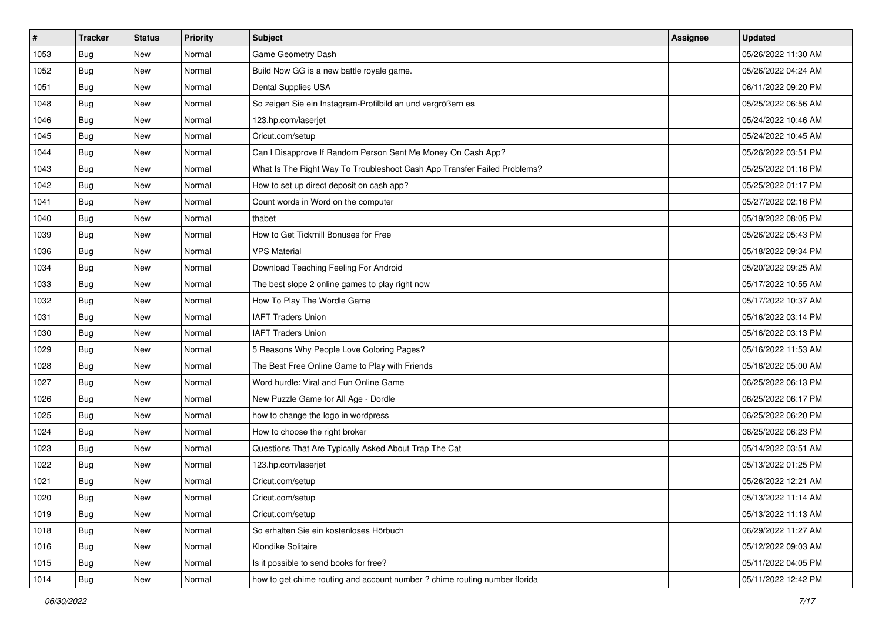| # | Tracker | Status | Priority | Subject | Assignee | Updated |
|---|---|---|---|---|---|---|
| 1053 | Bug | New | Normal | Game Geometry Dash | | 05/26/2022 11:30 AM |
| 1052 | Bug | New | Normal | Build Now GG is a new battle royale game. | | 05/26/2022 04:24 AM |
| 1051 | Bug | New | Normal | Dental Supplies USA | | 06/11/2022 09:20 PM |
| 1048 | Bug | New | Normal | So zeigen Sie ein Instagram-Profilbild an und vergrößern es | | 05/25/2022 06:56 AM |
| 1046 | Bug | New | Normal | 123.hp.com/laserjet | | 05/24/2022 10:46 AM |
| 1045 | Bug | New | Normal | Cricut.com/setup | | 05/24/2022 10:45 AM |
| 1044 | Bug | New | Normal | Can I Disapprove If Random Person Sent Me Money On Cash App? | | 05/26/2022 03:51 PM |
| 1043 | Bug | New | Normal | What Is The Right Way To Troubleshoot Cash App Transfer Failed Problems? | | 05/25/2022 01:16 PM |
| 1042 | Bug | New | Normal | How to set up direct deposit on cash app? | | 05/25/2022 01:17 PM |
| 1041 | Bug | New | Normal | Count words in Word on the computer | | 05/27/2022 02:16 PM |
| 1040 | Bug | New | Normal | thabet | | 05/19/2022 08:05 PM |
| 1039 | Bug | New | Normal | How to Get Tickmill Bonuses for Free | | 05/26/2022 05:43 PM |
| 1036 | Bug | New | Normal | VPS Material | | 05/18/2022 09:34 PM |
| 1034 | Bug | New | Normal | Download Teaching Feeling For Android | | 05/20/2022 09:25 AM |
| 1033 | Bug | New | Normal | The best slope 2 online games to play right now | | 05/17/2022 10:55 AM |
| 1032 | Bug | New | Normal | How To Play The Wordle Game | | 05/17/2022 10:37 AM |
| 1031 | Bug | New | Normal | IAFT Traders Union | | 05/16/2022 03:14 PM |
| 1030 | Bug | New | Normal | IAFT Traders Union | | 05/16/2022 03:13 PM |
| 1029 | Bug | New | Normal | 5 Reasons Why People Love Coloring Pages? | | 05/16/2022 11:53 AM |
| 1028 | Bug | New | Normal | The Best Free Online Game to Play with Friends | | 05/16/2022 05:00 AM |
| 1027 | Bug | New | Normal | Word hurdle: Viral and Fun Online Game | | 06/25/2022 06:13 PM |
| 1026 | Bug | New | Normal | New Puzzle Game for All Age - Dordle | | 06/25/2022 06:17 PM |
| 1025 | Bug | New | Normal | how to change the logo in wordpress | | 06/25/2022 06:20 PM |
| 1024 | Bug | New | Normal | How to choose the right broker | | 06/25/2022 06:23 PM |
| 1023 | Bug | New | Normal | Questions That Are Typically Asked About Trap The Cat | | 05/14/2022 03:51 AM |
| 1022 | Bug | New | Normal | 123.hp.com/laserjet | | 05/13/2022 01:25 PM |
| 1021 | Bug | New | Normal | Cricut.com/setup | | 05/26/2022 12:21 AM |
| 1020 | Bug | New | Normal | Cricut.com/setup | | 05/13/2022 11:14 AM |
| 1019 | Bug | New | Normal | Cricut.com/setup | | 05/13/2022 11:13 AM |
| 1018 | Bug | New | Normal | So erhalten Sie ein kostenloses Hörbuch | | 06/29/2022 11:27 AM |
| 1016 | Bug | New | Normal | Klondike Solitaire | | 05/12/2022 09:03 AM |
| 1015 | Bug | New | Normal | Is it possible to send books for free? | | 05/11/2022 04:05 PM |
| 1014 | Bug | New | Normal | how to get chime routing and account number ? chime routing number florida | | 05/11/2022 12:42 PM |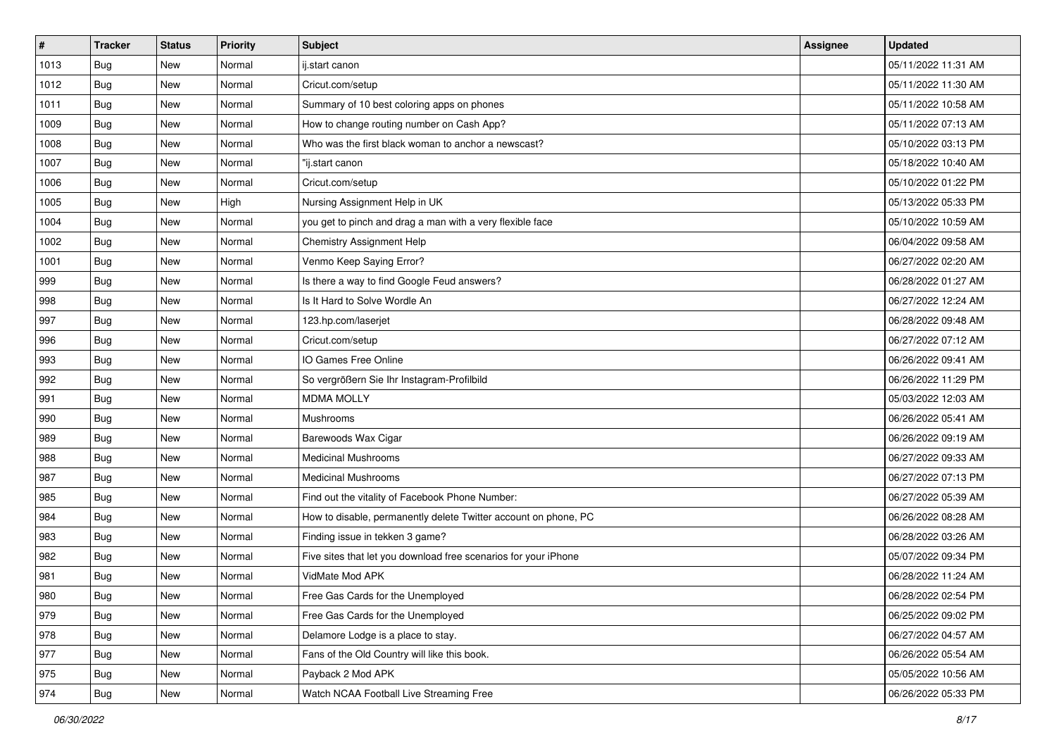| # | Tracker | Status | Priority | Subject | Assignee | Updated |
|---|---|---|---|---|---|---|
| 1013 | Bug | New | Normal | ij.start canon | | 05/11/2022 11:31 AM |
| 1012 | Bug | New | Normal | Cricut.com/setup | | 05/11/2022 11:30 AM |
| 1011 | Bug | New | Normal | Summary of 10 best coloring apps on phones | | 05/11/2022 10:58 AM |
| 1009 | Bug | New | Normal | How to change routing number on Cash App? | | 05/11/2022 07:13 AM |
| 1008 | Bug | New | Normal | Who was the first black woman to anchor a newscast? | | 05/10/2022 03:13 PM |
| 1007 | Bug | New | Normal | "ij.start canon | | 05/18/2022 10:40 AM |
| 1006 | Bug | New | Normal | Cricut.com/setup | | 05/10/2022 01:22 PM |
| 1005 | Bug | New | High | Nursing Assignment Help in UK | | 05/13/2022 05:33 PM |
| 1004 | Bug | New | Normal | you get to pinch and drag a man with a very flexible face | | 05/10/2022 10:59 AM |
| 1002 | Bug | New | Normal | Chemistry Assignment Help | | 06/04/2022 09:58 AM |
| 1001 | Bug | New | Normal | Venmo Keep Saying Error? | | 06/27/2022 02:20 AM |
| 999 | Bug | New | Normal | Is there a way to find Google Feud answers? | | 06/28/2022 01:27 AM |
| 998 | Bug | New | Normal | Is It Hard to Solve Wordle An | | 06/27/2022 12:24 AM |
| 997 | Bug | New | Normal | 123.hp.com/laserjet | | 06/28/2022 09:48 AM |
| 996 | Bug | New | Normal | Cricut.com/setup | | 06/27/2022 07:12 AM |
| 993 | Bug | New | Normal | IO Games Free Online | | 06/26/2022 09:41 AM |
| 992 | Bug | New | Normal | So vergrößern Sie Ihr Instagram-Profilbild | | 06/26/2022 11:29 PM |
| 991 | Bug | New | Normal | MDMA MOLLY | | 05/03/2022 12:03 AM |
| 990 | Bug | New | Normal | Mushrooms | | 06/26/2022 05:41 AM |
| 989 | Bug | New | Normal | Barewoods Wax Cigar | | 06/26/2022 09:19 AM |
| 988 | Bug | New | Normal | Medicinal Mushrooms | | 06/27/2022 09:33 AM |
| 987 | Bug | New | Normal | Medicinal Mushrooms | | 06/27/2022 07:13 PM |
| 985 | Bug | New | Normal | Find out the vitality of Facebook Phone Number: | | 06/27/2022 05:39 AM |
| 984 | Bug | New | Normal | How to disable, permanently delete Twitter account on phone, PC | | 06/26/2022 08:28 AM |
| 983 | Bug | New | Normal | Finding issue in tekken 3 game? | | 06/28/2022 03:26 AM |
| 982 | Bug | New | Normal | Five sites that let you download free scenarios for your iPhone | | 05/07/2022 09:34 PM |
| 981 | Bug | New | Normal | VidMate Mod APK | | 06/28/2022 11:24 AM |
| 980 | Bug | New | Normal | Free Gas Cards for the Unemployed | | 06/28/2022 02:54 PM |
| 979 | Bug | New | Normal | Free Gas Cards for the Unemployed | | 06/25/2022 09:02 PM |
| 978 | Bug | New | Normal | Delamore Lodge is a place to stay. | | 06/27/2022 04:57 AM |
| 977 | Bug | New | Normal | Fans of the Old Country will like this book. | | 06/26/2022 05:54 AM |
| 975 | Bug | New | Normal | Payback 2 Mod APK | | 05/05/2022 10:56 AM |
| 974 | Bug | New | Normal | Watch NCAA Football Live Streaming Free | | 06/26/2022 05:33 PM |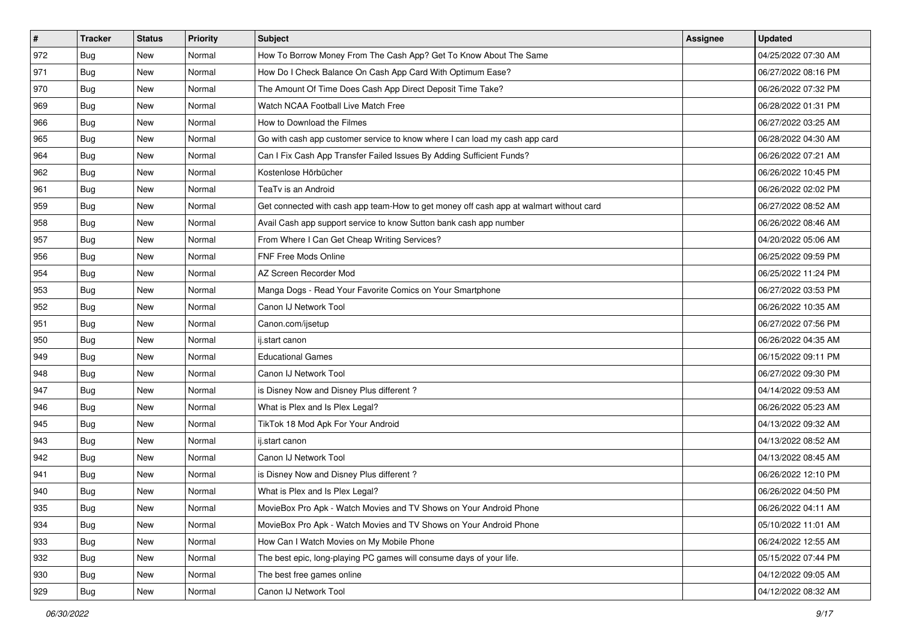| # | Tracker | Status | Priority | Subject | Assignee | Updated |
|---|---|---|---|---|---|---|
| 972 | Bug | New | Normal | How To Borrow Money From The Cash App? Get To Know About The Same | | 04/25/2022 07:30 AM |
| 971 | Bug | New | Normal | How Do I Check Balance On Cash App Card With Optimum Ease? | | 06/27/2022 08:16 PM |
| 970 | Bug | New | Normal | The Amount Of Time Does Cash App Direct Deposit Time Take? | | 06/26/2022 07:32 PM |
| 969 | Bug | New | Normal | Watch NCAA Football Live Match Free | | 06/28/2022 01:31 PM |
| 966 | Bug | New | Normal | How to Download the Filmes | | 06/27/2022 03:25 AM |
| 965 | Bug | New | Normal | Go with cash app customer service to know where I can load my cash app card | | 06/28/2022 04:30 AM |
| 964 | Bug | New | Normal | Can I Fix Cash App Transfer Failed Issues By Adding Sufficient Funds? | | 06/26/2022 07:21 AM |
| 962 | Bug | New | Normal | Kostenlose Hörbücher | | 06/26/2022 10:45 PM |
| 961 | Bug | New | Normal | TeaTv is an Android | | 06/26/2022 02:02 PM |
| 959 | Bug | New | Normal | Get connected with cash app team-How to get money off cash app at walmart without card | | 06/27/2022 08:52 AM |
| 958 | Bug | New | Normal | Avail Cash app support service to know Sutton bank cash app number | | 06/26/2022 08:46 AM |
| 957 | Bug | New | Normal | From Where I Can Get Cheap Writing Services? | | 04/20/2022 05:06 AM |
| 956 | Bug | New | Normal | FNF Free Mods Online | | 06/25/2022 09:59 PM |
| 954 | Bug | New | Normal | AZ Screen Recorder Mod | | 06/25/2022 11:24 PM |
| 953 | Bug | New | Normal | Manga Dogs - Read Your Favorite Comics on Your Smartphone | | 06/27/2022 03:53 PM |
| 952 | Bug | New | Normal | Canon IJ Network Tool | | 06/26/2022 10:35 AM |
| 951 | Bug | New | Normal | Canon.com/ijsetup | | 06/27/2022 07:56 PM |
| 950 | Bug | New | Normal | ij.start canon | | 06/26/2022 04:35 AM |
| 949 | Bug | New | Normal | Educational Games | | 06/15/2022 09:11 PM |
| 948 | Bug | New | Normal | Canon IJ Network Tool | | 06/27/2022 09:30 PM |
| 947 | Bug | New | Normal | is Disney Now and Disney Plus different ? | | 04/14/2022 09:53 AM |
| 946 | Bug | New | Normal | What is Plex and Is Plex Legal? | | 06/26/2022 05:23 AM |
| 945 | Bug | New | Normal | TikTok 18 Mod Apk For Your Android | | 04/13/2022 09:32 AM |
| 943 | Bug | New | Normal | ij.start canon | | 04/13/2022 08:52 AM |
| 942 | Bug | New | Normal | Canon IJ Network Tool | | 04/13/2022 08:45 AM |
| 941 | Bug | New | Normal | is Disney Now and Disney Plus different ? | | 06/26/2022 12:10 PM |
| 940 | Bug | New | Normal | What is Plex and Is Plex Legal? | | 06/26/2022 04:50 PM |
| 935 | Bug | New | Normal | MovieBox Pro Apk - Watch Movies and TV Shows on Your Android Phone | | 06/26/2022 04:11 AM |
| 934 | Bug | New | Normal | MovieBox Pro Apk - Watch Movies and TV Shows on Your Android Phone | | 05/10/2022 11:01 AM |
| 933 | Bug | New | Normal | How Can I Watch Movies on My Mobile Phone | | 06/24/2022 12:55 AM |
| 932 | Bug | New | Normal | The best epic, long-playing PC games will consume days of your life. | | 05/15/2022 07:44 PM |
| 930 | Bug | New | Normal | The best free games online | | 04/12/2022 09:05 AM |
| 929 | Bug | New | Normal | Canon IJ Network Tool | | 04/12/2022 08:32 AM |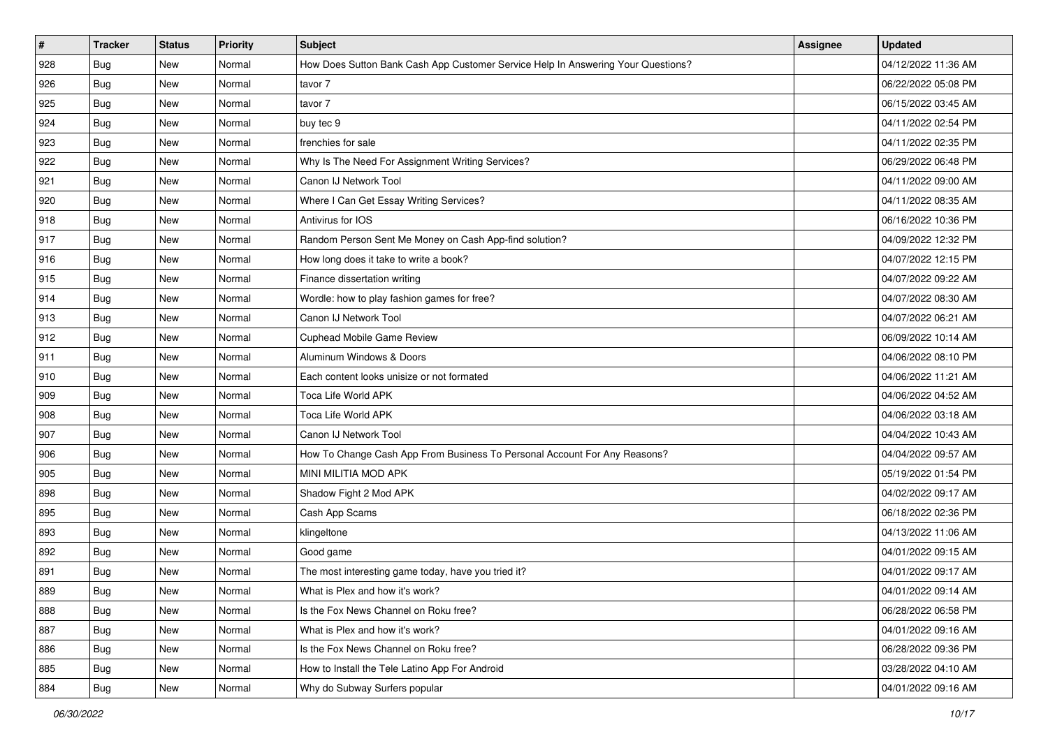| # | Tracker | Status | Priority | Subject | Assignee | Updated |
|---|---|---|---|---|---|---|
| 928 | Bug | New | Normal | How Does Sutton Bank Cash App Customer Service Help In Answering Your Questions? | | 04/12/2022 11:36 AM |
| 926 | Bug | New | Normal | tavor 7 | | 06/22/2022 05:08 PM |
| 925 | Bug | New | Normal | tavor 7 | | 06/15/2022 03:45 AM |
| 924 | Bug | New | Normal | buy tec 9 | | 04/11/2022 02:54 PM |
| 923 | Bug | New | Normal | frenchies for sale | | 04/11/2022 02:35 PM |
| 922 | Bug | New | Normal | Why Is The Need For Assignment Writing Services? | | 06/29/2022 06:48 PM |
| 921 | Bug | New | Normal | Canon IJ Network Tool | | 04/11/2022 09:00 AM |
| 920 | Bug | New | Normal | Where I Can Get Essay Writing Services? | | 04/11/2022 08:35 AM |
| 918 | Bug | New | Normal | Antivirus for IOS | | 06/16/2022 10:36 PM |
| 917 | Bug | New | Normal | Random Person Sent Me Money on Cash App-find solution? | | 04/09/2022 12:32 PM |
| 916 | Bug | New | Normal | How long does it take to write a book? | | 04/07/2022 12:15 PM |
| 915 | Bug | New | Normal | Finance dissertation writing | | 04/07/2022 09:22 AM |
| 914 | Bug | New | Normal | Wordle: how to play fashion games for free? | | 04/07/2022 08:30 AM |
| 913 | Bug | New | Normal | Canon IJ Network Tool | | 04/07/2022 06:21 AM |
| 912 | Bug | New | Normal | Cuphead Mobile Game Review | | 06/09/2022 10:14 AM |
| 911 | Bug | New | Normal | Aluminum Windows & Doors | | 04/06/2022 08:10 PM |
| 910 | Bug | New | Normal | Each content looks unisize or not formated | | 04/06/2022 11:21 AM |
| 909 | Bug | New | Normal | Toca Life World APK | | 04/06/2022 04:52 AM |
| 908 | Bug | New | Normal | Toca Life World APK | | 04/06/2022 03:18 AM |
| 907 | Bug | New | Normal | Canon IJ Network Tool | | 04/04/2022 10:43 AM |
| 906 | Bug | New | Normal | How To Change Cash App From Business To Personal Account For Any Reasons? | | 04/04/2022 09:57 AM |
| 905 | Bug | New | Normal | MINI MILITIA MOD APK | | 05/19/2022 01:54 PM |
| 898 | Bug | New | Normal | Shadow Fight 2 Mod APK | | 04/02/2022 09:17 AM |
| 895 | Bug | New | Normal | Cash App Scams | | 06/18/2022 02:36 PM |
| 893 | Bug | New | Normal | klingeltone | | 04/13/2022 11:06 AM |
| 892 | Bug | New | Normal | Good game | | 04/01/2022 09:15 AM |
| 891 | Bug | New | Normal | The most interesting game today, have you tried it? | | 04/01/2022 09:17 AM |
| 889 | Bug | New | Normal | What is Plex and how it's work? | | 04/01/2022 09:14 AM |
| 888 | Bug | New | Normal | Is the Fox News Channel on Roku free? | | 06/28/2022 06:58 PM |
| 887 | Bug | New | Normal | What is Plex and how it's work? | | 04/01/2022 09:16 AM |
| 886 | Bug | New | Normal | Is the Fox News Channel on Roku free? | | 06/28/2022 09:36 PM |
| 885 | Bug | New | Normal | How to Install the Tele Latino App For Android | | 03/28/2022 04:10 AM |
| 884 | Bug | New | Normal | Why do Subway Surfers popular | | 04/01/2022 09:16 AM |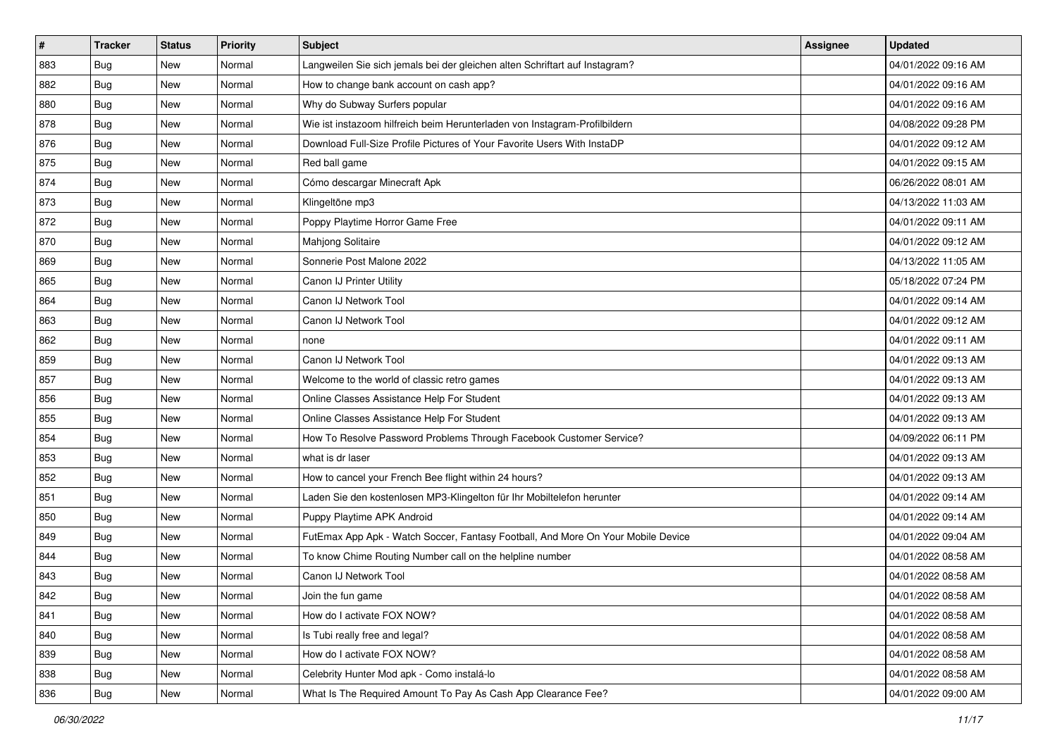| # | Tracker | Status | Priority | Subject | Assignee | Updated |
|---|---|---|---|---|---|---|
| 883 | Bug | New | Normal | Langweilen Sie sich jemals bei der gleichen alten Schriftart auf Instagram? | | 04/01/2022 09:16 AM |
| 882 | Bug | New | Normal | How to change bank account on cash app? | | 04/01/2022 09:16 AM |
| 880 | Bug | New | Normal | Why do Subway Surfers popular | | 04/01/2022 09:16 AM |
| 878 | Bug | New | Normal | Wie ist instazoom hilfreich beim Herunterladen von Instagram-Profilbildern | | 04/08/2022 09:28 PM |
| 876 | Bug | New | Normal | Download Full-Size Profile Pictures of Your Favorite Users With InstaDP | | 04/01/2022 09:12 AM |
| 875 | Bug | New | Normal | Red ball game | | 04/01/2022 09:15 AM |
| 874 | Bug | New | Normal | Cómo descargar Minecraft Apk | | 06/26/2022 08:01 AM |
| 873 | Bug | New | Normal | Klingeltöne mp3 | | 04/13/2022 11:03 AM |
| 872 | Bug | New | Normal | Poppy Playtime Horror Game Free | | 04/01/2022 09:11 AM |
| 870 | Bug | New | Normal | Mahjong Solitaire | | 04/01/2022 09:12 AM |
| 869 | Bug | New | Normal | Sonnerie Post Malone 2022 | | 04/13/2022 11:05 AM |
| 865 | Bug | New | Normal | Canon IJ Printer Utility | | 05/18/2022 07:24 PM |
| 864 | Bug | New | Normal | Canon IJ Network Tool | | 04/01/2022 09:14 AM |
| 863 | Bug | New | Normal | Canon IJ Network Tool | | 04/01/2022 09:12 AM |
| 862 | Bug | New | Normal | none | | 04/01/2022 09:11 AM |
| 859 | Bug | New | Normal | Canon IJ Network Tool | | 04/01/2022 09:13 AM |
| 857 | Bug | New | Normal | Welcome to the world of classic retro games | | 04/01/2022 09:13 AM |
| 856 | Bug | New | Normal | Online Classes Assistance Help For Student | | 04/01/2022 09:13 AM |
| 855 | Bug | New | Normal | Online Classes Assistance Help For Student | | 04/01/2022 09:13 AM |
| 854 | Bug | New | Normal | How To Resolve Password Problems Through Facebook Customer Service? | | 04/09/2022 06:11 PM |
| 853 | Bug | New | Normal | what is dr laser | | 04/01/2022 09:13 AM |
| 852 | Bug | New | Normal | How to cancel your French Bee flight within 24 hours? | | 04/01/2022 09:13 AM |
| 851 | Bug | New | Normal | Laden Sie den kostenlosen MP3-Klingelton für Ihr Mobiltelefon herunter | | 04/01/2022 09:14 AM |
| 850 | Bug | New | Normal | Puppy Playtime APK Android | | 04/01/2022 09:14 AM |
| 849 | Bug | New | Normal | FutEmax App Apk - Watch Soccer, Fantasy Football, And More On Your Mobile Device | | 04/01/2022 09:04 AM |
| 844 | Bug | New | Normal | To know Chime Routing Number call on the helpline number | | 04/01/2022 08:58 AM |
| 843 | Bug | New | Normal | Canon IJ Network Tool | | 04/01/2022 08:58 AM |
| 842 | Bug | New | Normal | Join the fun game | | 04/01/2022 08:58 AM |
| 841 | Bug | New | Normal | How do I activate FOX NOW? | | 04/01/2022 08:58 AM |
| 840 | Bug | New | Normal | Is Tubi really free and legal? | | 04/01/2022 08:58 AM |
| 839 | Bug | New | Normal | How do I activate FOX NOW? | | 04/01/2022 08:58 AM |
| 838 | Bug | New | Normal | Celebrity Hunter Mod apk - Como instalá-lo | | 04/01/2022 08:58 AM |
| 836 | Bug | New | Normal | What Is The Required Amount To Pay As Cash App Clearance Fee? | | 04/01/2022 09:00 AM |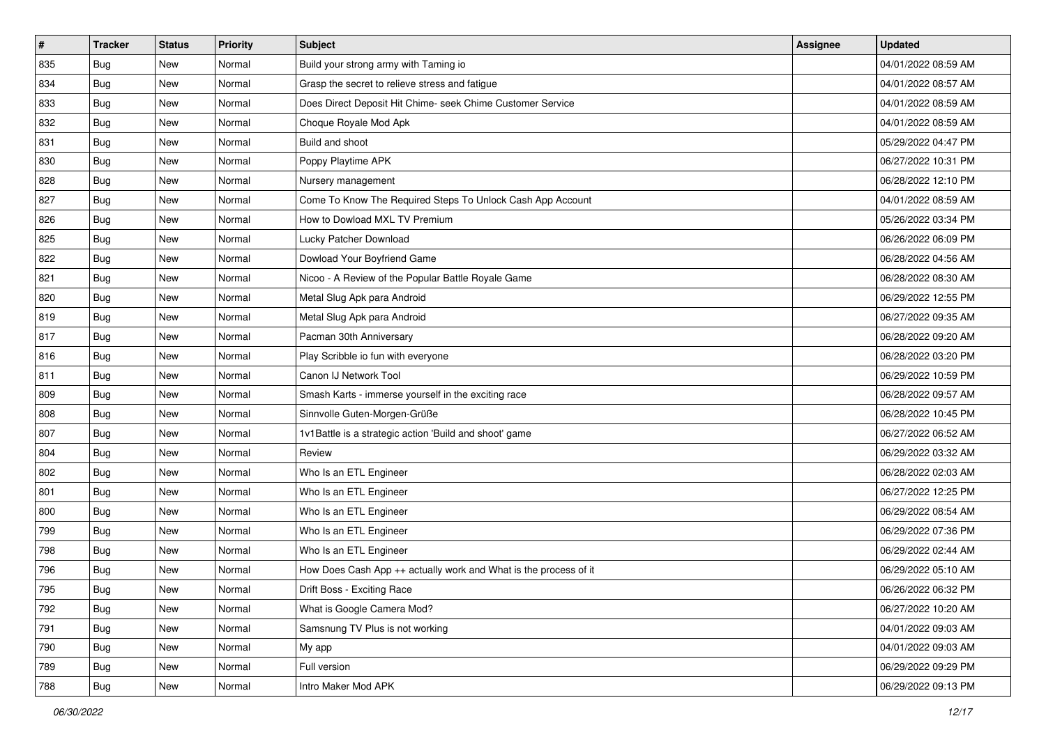| # | Tracker | Status | Priority | Subject | Assignee | Updated |
|---|---|---|---|---|---|---|
| 835 | Bug | New | Normal | Build your strong army with Taming io | | 04/01/2022 08:59 AM |
| 834 | Bug | New | Normal | Grasp the secret to relieve stress and fatigue | | 04/01/2022 08:57 AM |
| 833 | Bug | New | Normal | Does Direct Deposit Hit Chime- seek Chime Customer Service | | 04/01/2022 08:59 AM |
| 832 | Bug | New | Normal | Choque Royale Mod Apk | | 04/01/2022 08:59 AM |
| 831 | Bug | New | Normal | Build and shoot | | 05/29/2022 04:47 PM |
| 830 | Bug | New | Normal | Poppy Playtime APK | | 06/27/2022 10:31 PM |
| 828 | Bug | New | Normal | Nursery management | | 06/28/2022 12:10 PM |
| 827 | Bug | New | Normal | Come To Know The Required Steps To Unlock Cash App Account | | 04/01/2022 08:59 AM |
| 826 | Bug | New | Normal | How to Dowload MXL TV Premium | | 05/26/2022 03:34 PM |
| 825 | Bug | New | Normal | Lucky Patcher Download | | 06/26/2022 06:09 PM |
| 822 | Bug | New | Normal | Dowload Your Boyfriend Game | | 06/28/2022 04:56 AM |
| 821 | Bug | New | Normal | Nicoo - A Review of the Popular Battle Royale Game | | 06/28/2022 08:30 AM |
| 820 | Bug | New | Normal | Metal Slug Apk para Android | | 06/29/2022 12:55 PM |
| 819 | Bug | New | Normal | Metal Slug Apk para Android | | 06/27/2022 09:35 AM |
| 817 | Bug | New | Normal | Pacman 30th Anniversary | | 06/28/2022 09:20 AM |
| 816 | Bug | New | Normal | Play Scribble io fun with everyone | | 06/28/2022 03:20 PM |
| 811 | Bug | New | Normal | Canon IJ Network Tool | | 06/29/2022 10:59 PM |
| 809 | Bug | New | Normal | Smash Karts - immerse yourself in the exciting race | | 06/28/2022 09:57 AM |
| 808 | Bug | New | Normal | Sinnvolle Guten-Morgen-Grüße | | 06/28/2022 10:45 PM |
| 807 | Bug | New | Normal | 1v1Battle is a strategic action 'Build and shoot' game | | 06/27/2022 06:52 AM |
| 804 | Bug | New | Normal | Review | | 06/29/2022 03:32 AM |
| 802 | Bug | New | Normal | Who Is an ETL Engineer | | 06/28/2022 02:03 AM |
| 801 | Bug | New | Normal | Who Is an ETL Engineer | | 06/27/2022 12:25 PM |
| 800 | Bug | New | Normal | Who Is an ETL Engineer | | 06/29/2022 08:54 AM |
| 799 | Bug | New | Normal | Who Is an ETL Engineer | | 06/29/2022 07:36 PM |
| 798 | Bug | New | Normal | Who Is an ETL Engineer | | 06/29/2022 02:44 AM |
| 796 | Bug | New | Normal | How Does Cash App ++ actually work and What is the process of it | | 06/29/2022 05:10 AM |
| 795 | Bug | New | Normal | Drift Boss - Exciting Race | | 06/26/2022 06:32 PM |
| 792 | Bug | New | Normal | What is Google Camera Mod? | | 06/27/2022 10:20 AM |
| 791 | Bug | New | Normal | Samsnung TV Plus is not working | | 04/01/2022 09:03 AM |
| 790 | Bug | New | Normal | My app | | 04/01/2022 09:03 AM |
| 789 | Bug | New | Normal | Full version | | 06/29/2022 09:29 PM |
| 788 | Bug | New | Normal | Intro Maker Mod APK | | 06/29/2022 09:13 PM |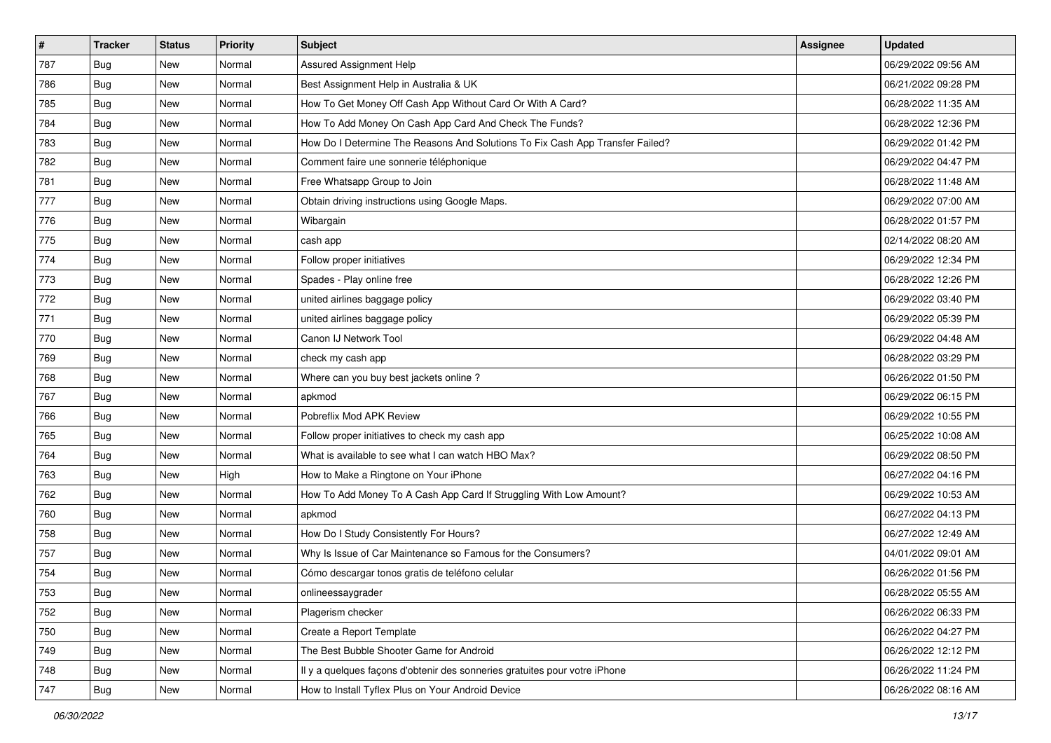| # | Tracker | Status | Priority | Subject | Assignee | Updated |
|---|---|---|---|---|---|---|
| 787 | Bug | New | Normal | Assured Assignment Help | | 06/29/2022 09:56 AM |
| 786 | Bug | New | Normal | Best Assignment Help in Australia & UK | | 06/21/2022 09:28 PM |
| 785 | Bug | New | Normal | How To Get Money Off Cash App Without Card Or With A Card? | | 06/28/2022 11:35 AM |
| 784 | Bug | New | Normal | How To Add Money On Cash App Card And Check The Funds? | | 06/28/2022 12:36 PM |
| 783 | Bug | New | Normal | How Do I Determine The Reasons And Solutions To Fix Cash App Transfer Failed? | | 06/29/2022 01:42 PM |
| 782 | Bug | New | Normal | Comment faire une sonnerie téléphonique | | 06/29/2022 04:47 PM |
| 781 | Bug | New | Normal | Free Whatsapp Group to Join | | 06/28/2022 11:48 AM |
| 777 | Bug | New | Normal | Obtain driving instructions using Google Maps. | | 06/29/2022 07:00 AM |
| 776 | Bug | New | Normal | Wibargain | | 06/28/2022 01:57 PM |
| 775 | Bug | New | Normal | cash app | | 02/14/2022 08:20 AM |
| 774 | Bug | New | Normal | Follow proper initiatives | | 06/29/2022 12:34 PM |
| 773 | Bug | New | Normal | Spades - Play online free | | 06/28/2022 12:26 PM |
| 772 | Bug | New | Normal | united airlines baggage policy | | 06/29/2022 03:40 PM |
| 771 | Bug | New | Normal | united airlines baggage policy | | 06/29/2022 05:39 PM |
| 770 | Bug | New | Normal | Canon IJ Network Tool | | 06/29/2022 04:48 AM |
| 769 | Bug | New | Normal | check my cash app | | 06/28/2022 03:29 PM |
| 768 | Bug | New | Normal | Where can you buy best jackets online ? | | 06/26/2022 01:50 PM |
| 767 | Bug | New | Normal | apkmod | | 06/29/2022 06:15 PM |
| 766 | Bug | New | Normal | Pobreflix Mod APK Review | | 06/29/2022 10:55 PM |
| 765 | Bug | New | Normal | Follow proper initiatives to check my cash app | | 06/25/2022 10:08 AM |
| 764 | Bug | New | Normal | What is available to see what I can watch HBO Max? | | 06/29/2022 08:50 PM |
| 763 | Bug | New | High | How to Make a Ringtone on Your iPhone | | 06/27/2022 04:16 PM |
| 762 | Bug | New | Normal | How To Add Money To A Cash App Card If Struggling With Low Amount? | | 06/29/2022 10:53 AM |
| 760 | Bug | New | Normal | apkmod | | 06/27/2022 04:13 PM |
| 758 | Bug | New | Normal | How Do I Study Consistently For Hours? | | 06/27/2022 12:49 AM |
| 757 | Bug | New | Normal | Why Is Issue of Car Maintenance so Famous for the Consumers? | | 04/01/2022 09:01 AM |
| 754 | Bug | New | Normal | Cómo descargar tonos gratis de teléfono celular | | 06/26/2022 01:56 PM |
| 753 | Bug | New | Normal | onlineessaygrader | | 06/28/2022 05:55 AM |
| 752 | Bug | New | Normal | Plagerism checker | | 06/26/2022 06:33 PM |
| 750 | Bug | New | Normal | Create a Report Template | | 06/26/2022 04:27 PM |
| 749 | Bug | New | Normal | The Best Bubble Shooter Game for Android | | 06/26/2022 12:12 PM |
| 748 | Bug | New | Normal | Il y a quelques façons d'obtenir des sonneries gratuites pour votre iPhone | | 06/26/2022 11:24 PM |
| 747 | Bug | New | Normal | How to Install Tyflex Plus on Your Android Device | | 06/26/2022 08:16 AM |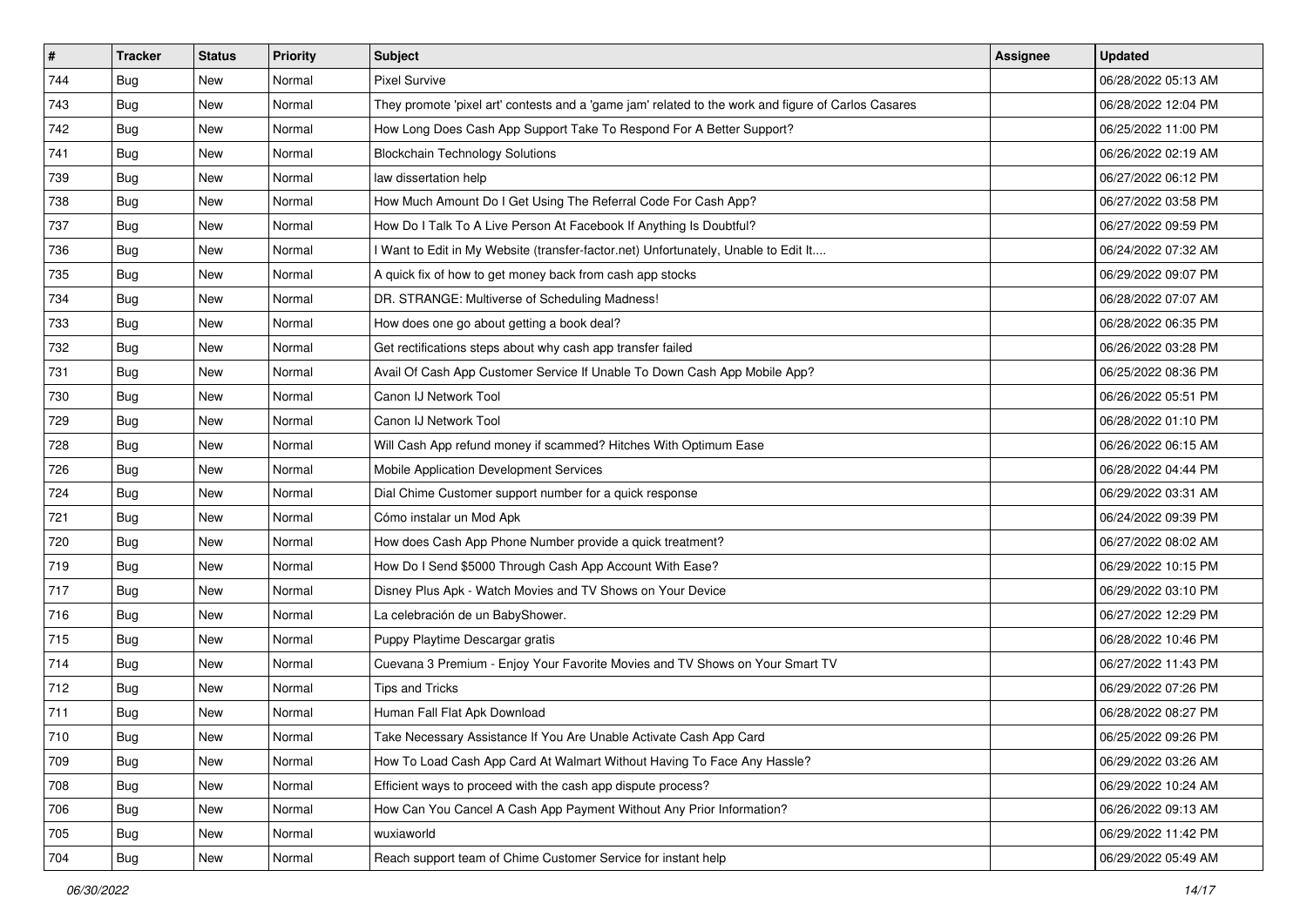| # | Tracker | Status | Priority | Subject | Assignee | Updated |
|---|---|---|---|---|---|---|
| 744 | Bug | New | Normal | Pixel Survive | | 06/28/2022 05:13 AM |
| 743 | Bug | New | Normal | They promote 'pixel art' contests and a 'game jam' related to the work and figure of Carlos Casares | | 06/28/2022 12:04 PM |
| 742 | Bug | New | Normal | How Long Does Cash App Support Take To Respond For A Better Support? | | 06/25/2022 11:00 PM |
| 741 | Bug | New | Normal | Blockchain Technology Solutions | | 06/26/2022 02:19 AM |
| 739 | Bug | New | Normal | law dissertation help | | 06/27/2022 06:12 PM |
| 738 | Bug | New | Normal | How Much Amount Do I Get Using The Referral Code For Cash App? | | 06/27/2022 03:58 PM |
| 737 | Bug | New | Normal | How Do I Talk To A Live Person At Facebook If Anything Is Doubtful? | | 06/27/2022 09:59 PM |
| 736 | Bug | New | Normal | I Want to Edit in My Website (transfer-factor.net) Unfortunately, Unable to Edit It.... | | 06/24/2022 07:32 AM |
| 735 | Bug | New | Normal | A quick fix of how to get money back from cash app stocks | | 06/29/2022 09:07 PM |
| 734 | Bug | New | Normal | DR. STRANGE: Multiverse of Scheduling Madness! | | 06/28/2022 07:07 AM |
| 733 | Bug | New | Normal | How does one go about getting a book deal? | | 06/28/2022 06:35 PM |
| 732 | Bug | New | Normal | Get rectifications steps about why cash app transfer failed | | 06/26/2022 03:28 PM |
| 731 | Bug | New | Normal | Avail Of Cash App Customer Service If Unable To Down Cash App Mobile App? | | 06/25/2022 08:36 PM |
| 730 | Bug | New | Normal | Canon IJ Network Tool | | 06/26/2022 05:51 PM |
| 729 | Bug | New | Normal | Canon IJ Network Tool | | 06/28/2022 01:10 PM |
| 728 | Bug | New | Normal | Will Cash App refund money if scammed? Hitches With Optimum Ease | | 06/26/2022 06:15 AM |
| 726 | Bug | New | Normal | Mobile Application Development Services | | 06/28/2022 04:44 PM |
| 724 | Bug | New | Normal | Dial Chime Customer support number for a quick response | | 06/29/2022 03:31 AM |
| 721 | Bug | New | Normal | Cómo instalar un Mod Apk | | 06/24/2022 09:39 PM |
| 720 | Bug | New | Normal | How does Cash App Phone Number provide a quick treatment? | | 06/27/2022 08:02 AM |
| 719 | Bug | New | Normal | How Do I Send $5000 Through Cash App Account With Ease? | | 06/29/2022 10:15 PM |
| 717 | Bug | New | Normal | Disney Plus Apk - Watch Movies and TV Shows on Your Device | | 06/29/2022 03:10 PM |
| 716 | Bug | New | Normal | La celebración de un BabyShower. | | 06/27/2022 12:29 PM |
| 715 | Bug | New | Normal | Puppy Playtime Descargar gratis | | 06/28/2022 10:46 PM |
| 714 | Bug | New | Normal | Cuevana 3 Premium - Enjoy Your Favorite Movies and TV Shows on Your Smart TV | | 06/27/2022 11:43 PM |
| 712 | Bug | New | Normal | Tips and Tricks | | 06/29/2022 07:26 PM |
| 711 | Bug | New | Normal | Human Fall Flat Apk Download | | 06/28/2022 08:27 PM |
| 710 | Bug | New | Normal | Take Necessary Assistance If You Are Unable Activate Cash App Card | | 06/25/2022 09:26 PM |
| 709 | Bug | New | Normal | How To Load Cash App Card At Walmart Without Having To Face Any Hassle? | | 06/29/2022 03:26 AM |
| 708 | Bug | New | Normal | Efficient ways to proceed with the cash app dispute process? | | 06/29/2022 10:24 AM |
| 706 | Bug | New | Normal | How Can You Cancel A Cash App Payment Without Any Prior Information? | | 06/26/2022 09:13 AM |
| 705 | Bug | New | Normal | wuxiaworld | | 06/29/2022 11:42 PM |
| 704 | Bug | New | Normal | Reach support team of Chime Customer Service for instant help | | 06/29/2022 05:49 AM |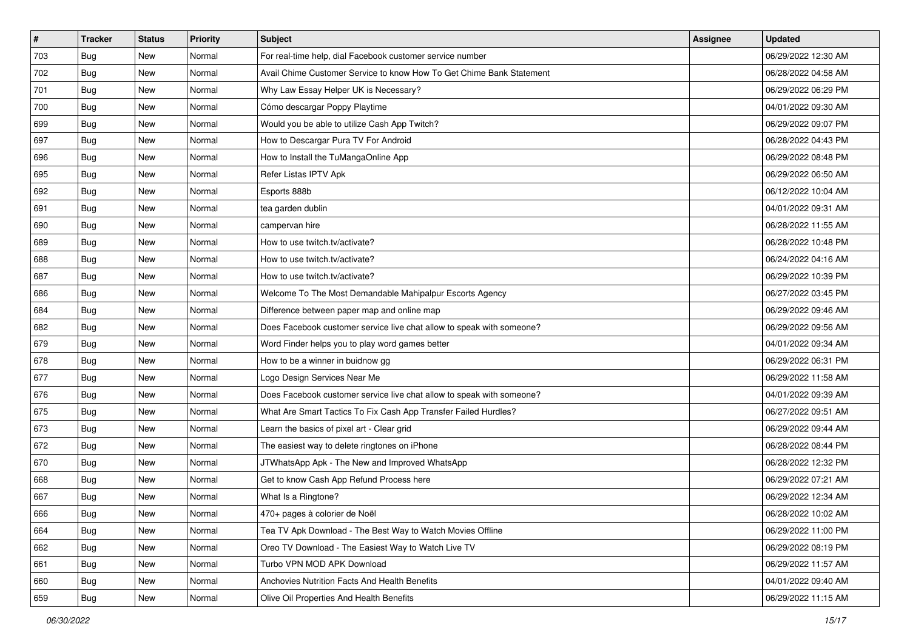| # | Tracker | Status | Priority | Subject | Assignee | Updated |
|---|---|---|---|---|---|---|
| 703 | Bug | New | Normal | For real-time help, dial Facebook customer service number | | 06/29/2022 12:30 AM |
| 702 | Bug | New | Normal | Avail Chime Customer Service to know How To Get Chime Bank Statement | | 06/28/2022 04:58 AM |
| 701 | Bug | New | Normal | Why Law Essay Helper UK is Necessary? | | 06/29/2022 06:29 PM |
| 700 | Bug | New | Normal | Cómo descargar Poppy Playtime | | 04/01/2022 09:30 AM |
| 699 | Bug | New | Normal | Would you be able to utilize Cash App Twitch? | | 06/29/2022 09:07 PM |
| 697 | Bug | New | Normal | How to Descargar Pura TV For Android | | 06/28/2022 04:43 PM |
| 696 | Bug | New | Normal | How to Install the TuMangaOnline App | | 06/29/2022 08:48 PM |
| 695 | Bug | New | Normal | Refer Listas IPTV Apk | | 06/29/2022 06:50 AM |
| 692 | Bug | New | Normal | Esports 888b | | 06/12/2022 10:04 AM |
| 691 | Bug | New | Normal | tea garden dublin | | 04/01/2022 09:31 AM |
| 690 | Bug | New | Normal | campervan hire | | 06/28/2022 11:55 AM |
| 689 | Bug | New | Normal | How to use twitch.tv/activate? | | 06/28/2022 10:48 PM |
| 688 | Bug | New | Normal | How to use twitch.tv/activate? | | 06/24/2022 04:16 AM |
| 687 | Bug | New | Normal | How to use twitch.tv/activate? | | 06/29/2022 10:39 PM |
| 686 | Bug | New | Normal | Welcome To The Most Demandable Mahipalpur Escorts Agency | | 06/27/2022 03:45 PM |
| 684 | Bug | New | Normal | Difference between paper map and online map | | 06/29/2022 09:46 AM |
| 682 | Bug | New | Normal | Does Facebook customer service live chat allow to speak with someone? | | 06/29/2022 09:56 AM |
| 679 | Bug | New | Normal | Word Finder helps you to play word games better | | 04/01/2022 09:34 AM |
| 678 | Bug | New | Normal | How to be a winner in buidnow gg | | 06/29/2022 06:31 PM |
| 677 | Bug | New | Normal | Logo Design Services Near Me | | 06/29/2022 11:58 AM |
| 676 | Bug | New | Normal | Does Facebook customer service live chat allow to speak with someone? | | 04/01/2022 09:39 AM |
| 675 | Bug | New | Normal | What Are Smart Tactics To Fix Cash App Transfer Failed Hurdles? | | 06/27/2022 09:51 AM |
| 673 | Bug | New | Normal | Learn the basics of pixel art - Clear grid | | 06/29/2022 09:44 AM |
| 672 | Bug | New | Normal | The easiest way to delete ringtones on iPhone | | 06/28/2022 08:44 PM |
| 670 | Bug | New | Normal | JTWhatsApp Apk - The New and Improved WhatsApp | | 06/28/2022 12:32 PM |
| 668 | Bug | New | Normal | Get to know Cash App Refund Process here | | 06/29/2022 07:21 AM |
| 667 | Bug | New | Normal | What Is a Ringtone? | | 06/29/2022 12:34 AM |
| 666 | Bug | New | Normal | 470+ pages à colorier de Noël | | 06/28/2022 10:02 AM |
| 664 | Bug | New | Normal | Tea TV Apk Download - The Best Way to Watch Movies Offline | | 06/29/2022 11:00 PM |
| 662 | Bug | New | Normal | Oreo TV Download - The Easiest Way to Watch Live TV | | 06/29/2022 08:19 PM |
| 661 | Bug | New | Normal | Turbo VPN MOD APK Download | | 06/29/2022 11:57 AM |
| 660 | Bug | New | Normal | Anchovies Nutrition Facts And Health Benefits | | 04/01/2022 09:40 AM |
| 659 | Bug | New | Normal | Olive Oil Properties And Health Benefits | | 06/29/2022 11:15 AM |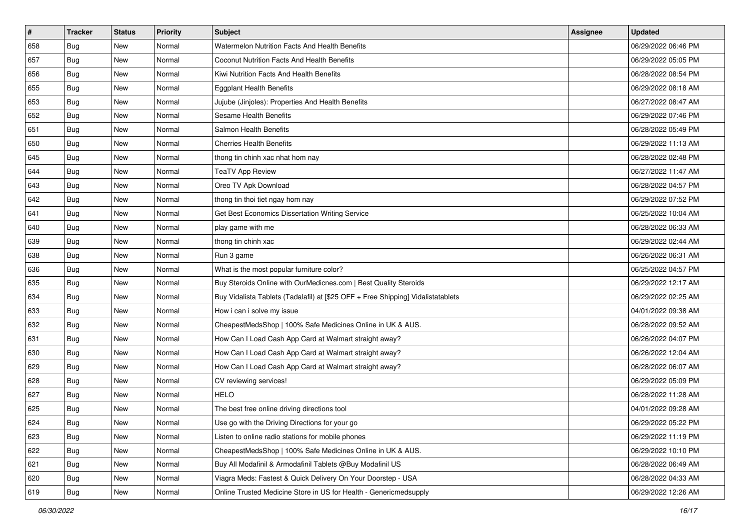| # | Tracker | Status | Priority | Subject | Assignee | Updated |
|---|---|---|---|---|---|---|
| 658 | Bug | New | Normal | Watermelon Nutrition Facts And Health Benefits | | 06/29/2022 06:46 PM |
| 657 | Bug | New | Normal | Coconut Nutrition Facts And Health Benefits | | 06/29/2022 05:05 PM |
| 656 | Bug | New | Normal | Kiwi Nutrition Facts And Health Benefits | | 06/28/2022 08:54 PM |
| 655 | Bug | New | Normal | Eggplant Health Benefits | | 06/29/2022 08:18 AM |
| 653 | Bug | New | Normal | Jujube (Jinjoles): Properties And Health Benefits | | 06/27/2022 08:47 AM |
| 652 | Bug | New | Normal | Sesame Health Benefits | | 06/29/2022 07:46 PM |
| 651 | Bug | New | Normal | Salmon Health Benefits | | 06/28/2022 05:49 PM |
| 650 | Bug | New | Normal | Cherries Health Benefits | | 06/29/2022 11:13 AM |
| 645 | Bug | New | Normal | thong tin chinh xac nhat hom nay | | 06/28/2022 02:48 PM |
| 644 | Bug | New | Normal | TeaTV App Review | | 06/27/2022 11:47 AM |
| 643 | Bug | New | Normal | Oreo TV Apk Download | | 06/28/2022 04:57 PM |
| 642 | Bug | New | Normal | thong tin thoi tiet ngay hom nay | | 06/29/2022 07:52 PM |
| 641 | Bug | New | Normal | Get Best Economics Dissertation Writing Service | | 06/25/2022 10:04 AM |
| 640 | Bug | New | Normal | play game with me | | 06/28/2022 06:33 AM |
| 639 | Bug | New | Normal | thong tin chinh xac | | 06/29/2022 02:44 AM |
| 638 | Bug | New | Normal | Run 3 game | | 06/26/2022 06:31 AM |
| 636 | Bug | New | Normal | What is the most popular furniture color? | | 06/25/2022 04:57 PM |
| 635 | Bug | New | Normal | Buy Steroids Online with OurMedicnes.com \| Best Quality Steroids | | 06/29/2022 12:17 AM |
| 634 | Bug | New | Normal | Buy Vidalista Tablets (Tadalafil) at [$25 OFF + Free Shipping] Vidalistatablets | | 06/29/2022 02:25 AM |
| 633 | Bug | New | Normal | How i can i solve my issue | | 04/01/2022 09:38 AM |
| 632 | Bug | New | Normal | CheapestMedsShop \| 100% Safe Medicines Online in UK & AUS. | | 06/28/2022 09:52 AM |
| 631 | Bug | New | Normal | How Can I Load Cash App Card at Walmart straight away? | | 06/26/2022 04:07 PM |
| 630 | Bug | New | Normal | How Can I Load Cash App Card at Walmart straight away? | | 06/26/2022 12:04 AM |
| 629 | Bug | New | Normal | How Can I Load Cash App Card at Walmart straight away? | | 06/28/2022 06:07 AM |
| 628 | Bug | New | Normal | CV reviewing services! | | 06/29/2022 05:09 PM |
| 627 | Bug | New | Normal | HELO | | 06/28/2022 11:28 AM |
| 625 | Bug | New | Normal | The best free online driving directions tool | | 04/01/2022 09:28 AM |
| 624 | Bug | New | Normal | Use go with the Driving Directions for your go | | 06/29/2022 05:22 PM |
| 623 | Bug | New | Normal | Listen to online radio stations for mobile phones | | 06/29/2022 11:19 PM |
| 622 | Bug | New | Normal | CheapestMedsShop \| 100% Safe Medicines Online in UK & AUS. | | 06/29/2022 10:10 PM |
| 621 | Bug | New | Normal | Buy All Modafinil & Armodafinil Tablets @Buy Modafinil US | | 06/28/2022 06:49 AM |
| 620 | Bug | New | Normal | Viagra Meds: Fastest & Quick Delivery On Your Doorstep - USA | | 06/28/2022 04:33 AM |
| 619 | Bug | New | Normal | Online Trusted Medicine Store in US for Health - Genericmedsupply | | 06/29/2022 12:26 AM |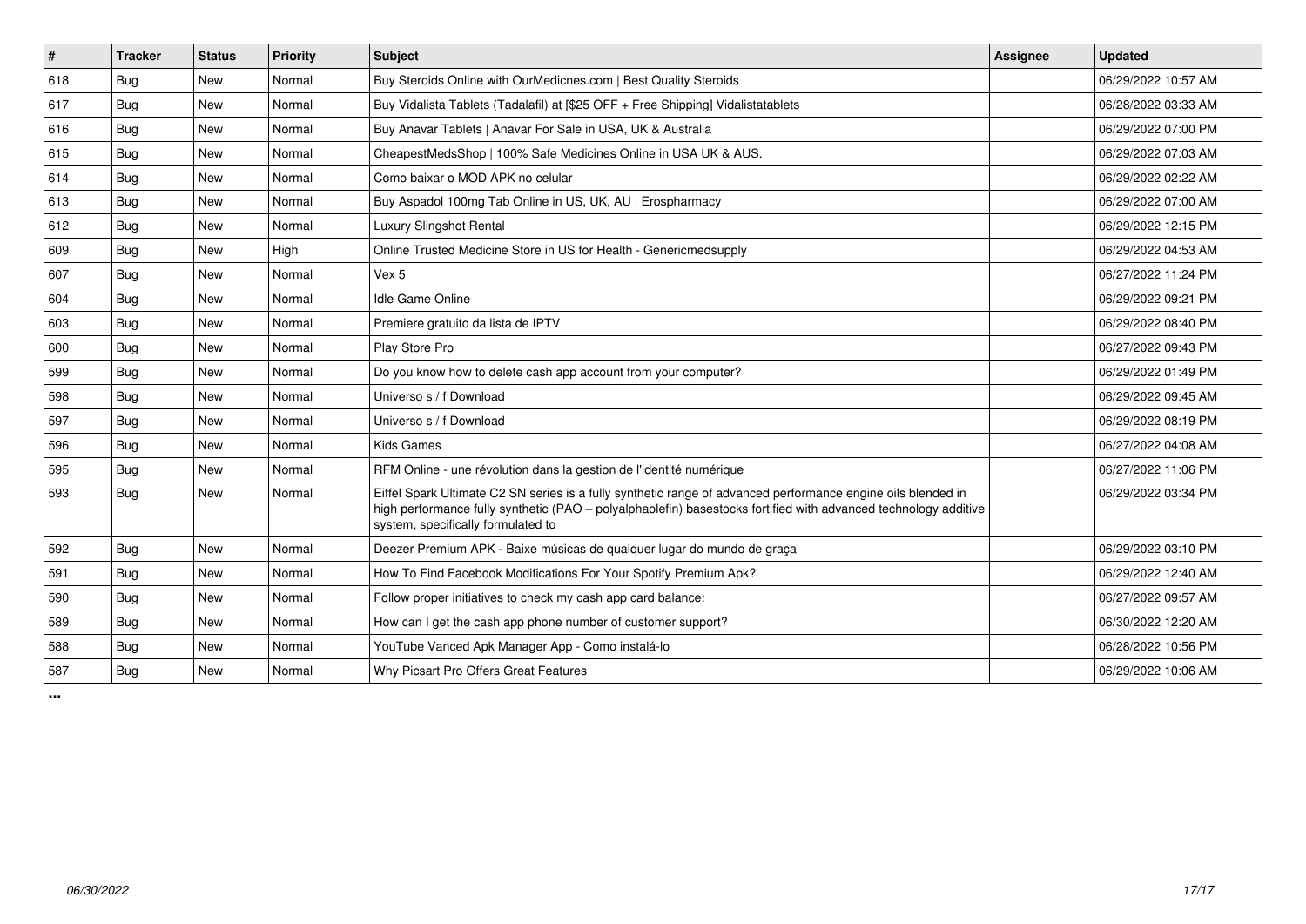| # | Tracker | Status | Priority | Subject | Assignee | Updated |
| --- | --- | --- | --- | --- | --- | --- |
| 618 | Bug | New | Normal | Buy Steroids Online with OurMedicnes.com \| Best Quality Steroids | | 06/29/2022 10:57 AM |
| 617 | Bug | New | Normal | Buy Vidalista Tablets (Tadalafil) at [$25 OFF + Free Shipping] Vidalistatablets | | 06/28/2022 03:33 AM |
| 616 | Bug | New | Normal | Buy Anavar Tablets \| Anavar For Sale in USA, UK & Australia | | 06/29/2022 07:00 PM |
| 615 | Bug | New | Normal | CheapestMedsShop \| 100% Safe Medicines Online in USA UK & AUS. | | 06/29/2022 07:03 AM |
| 614 | Bug | New | Normal | Como baixar o MOD APK no celular | | 06/29/2022 02:22 AM |
| 613 | Bug | New | Normal | Buy Aspadol 100mg Tab Online in US, UK, AU \| Erospharmacy | | 06/29/2022 07:00 AM |
| 612 | Bug | New | Normal | Luxury Slingshot Rental | | 06/29/2022 12:15 PM |
| 609 | Bug | New | High | Online Trusted Medicine Store in US for Health - Genericmedsupply | | 06/29/2022 04:53 AM |
| 607 | Bug | New | Normal | Vex 5 | | 06/27/2022 11:24 PM |
| 604 | Bug | New | Normal | Idle Game Online | | 06/29/2022 09:21 PM |
| 603 | Bug | New | Normal | Premiere gratuito da lista de IPTV | | 06/29/2022 08:40 PM |
| 600 | Bug | New | Normal | Play Store Pro | | 06/27/2022 09:43 PM |
| 599 | Bug | New | Normal | Do you know how to delete cash app account from your computer? | | 06/29/2022 01:49 PM |
| 598 | Bug | New | Normal | Universo s / f Download | | 06/29/2022 09:45 AM |
| 597 | Bug | New | Normal | Universo s / f Download | | 06/29/2022 08:19 PM |
| 596 | Bug | New | Normal | Kids Games | | 06/27/2022 04:08 AM |
| 595 | Bug | New | Normal | RFM Online - une révolution dans la gestion de l'identité numérique | | 06/27/2022 11:06 PM |
| 593 | Bug | New | Normal | Eiffel Spark Ultimate C2 SN series is a fully synthetic range of advanced performance engine oils blended in high performance fully synthetic (PAO – polyalphaolefin) basestocks fortified with advanced technology additive system, specifically formulated to | | 06/29/2022 03:34 PM |
| 592 | Bug | New | Normal | Deezer Premium APK - Baixe músicas de qualquer lugar do mundo de graça | | 06/29/2022 03:10 PM |
| 591 | Bug | New | Normal | How To Find Facebook Modifications For Your Spotify Premium Apk? | | 06/29/2022 12:40 AM |
| 590 | Bug | New | Normal | Follow proper initiatives to check my cash app card balance: | | 06/27/2022 09:57 AM |
| 589 | Bug | New | Normal | How can I get the cash app phone number of customer support? | | 06/30/2022 12:20 AM |
| 588 | Bug | New | Normal | YouTube Vanced Apk Manager App - Como instalá-lo | | 06/28/2022 10:56 PM |
| 587 | Bug | New | Normal | Why Picsart Pro Offers Great Features | | 06/29/2022 10:06 AM |

...